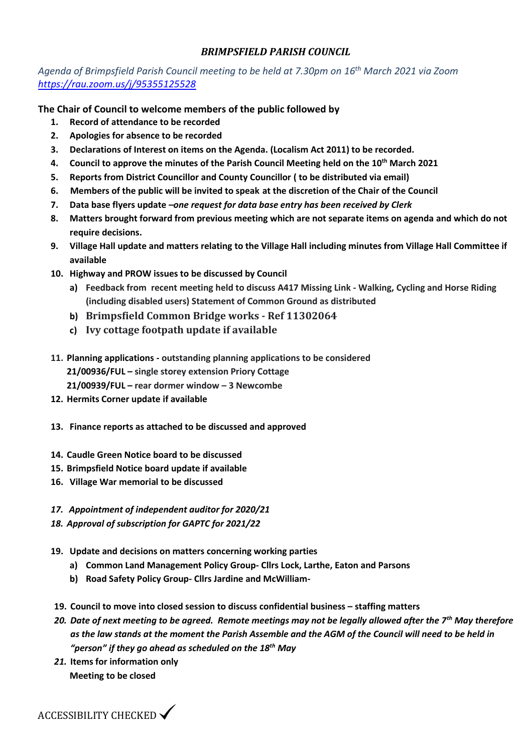# *BRIMPSFIELD PARISH COUNCIL*

*Agenda of Brimpsfield Parish Council meeting to be held at 7.30pm on 16th March 2021 via Zoom* *https://rau.zoom.us/j/95355125528*

**The Chair of Council to welcome members of the public followed by**

1. **Record of attendance to be recorded**
2. **Apologies for absence to be recorded**
3. **Declarations of Interest on items on the Agenda. (Localism Act 2011) to be recorded.**
4. **Council to approve the minutes of the Parish Council Meeting held on the 10th March 2021**
5. **Reports from District Councillor and County Councillor ( to be distributed via email)**
6. **Members of the public will be invited to speak at the discretion of the Chair of the Council**
7. **Data base flyers update** *–one request for data base entry has been received by Clerk*
8. **Matters brought forward from previous meeting which are not separate items on agenda and which do not require decisions.**
9. **Village Hall update and matters relating to the Village Hall including minutes from Village Hall Committee if available**
10. **Highway and PROW issues to be discussed by Council**
    a) **Feedback from recent meeting held to discuss A417 Missing Link - Walking, Cycling and Horse Riding (including disabled users) Statement of Common Ground as distributed**
    b) **Brimpsfield Common Bridge works - Ref 11302064**
    c) **Ivy cottage footpath update if available**
11. **Planning applications - outstanding planning applications to be considered**
    **21/00936/FUL – single storey extension Priory Cottage**
    **21/00939/FUL – rear dormer window – 3 Newcombe**
12. **Hermits Corner update if available**
13. **Finance reports as attached to be discussed and approved**
14. **Caudle Green Notice board to be discussed**
15. **Brimpsfield Notice board update if available**
16. **Village War memorial to be discussed**
17. ***Appointment of independent auditor for 2020/21***
18. ***Approval of subscription for GAPTC for 2021/22***
19. **Update and decisions on matters concerning working parties**
    a) **Common Land Management Policy Group- Cllrs Lock, Larthe, Eaton and Parsons**
    b) **Road Safety Policy Group- Cllrs Jardine and McWilliam-**

19. **Council to move into closed session to discuss confidential business – staffing matters**
20. ***Date of next meeting to be agreed. Remote meetings may not be legally allowed after the 7th May therefore as the law stands at the moment the Parish Assemble and the AGM of the Council will need to be held in "person" if they go ahead as scheduled on the 18th May***
21. **Items for information only**
    **Meeting to be closed**

ACCESSIBILITY CHECKED ✓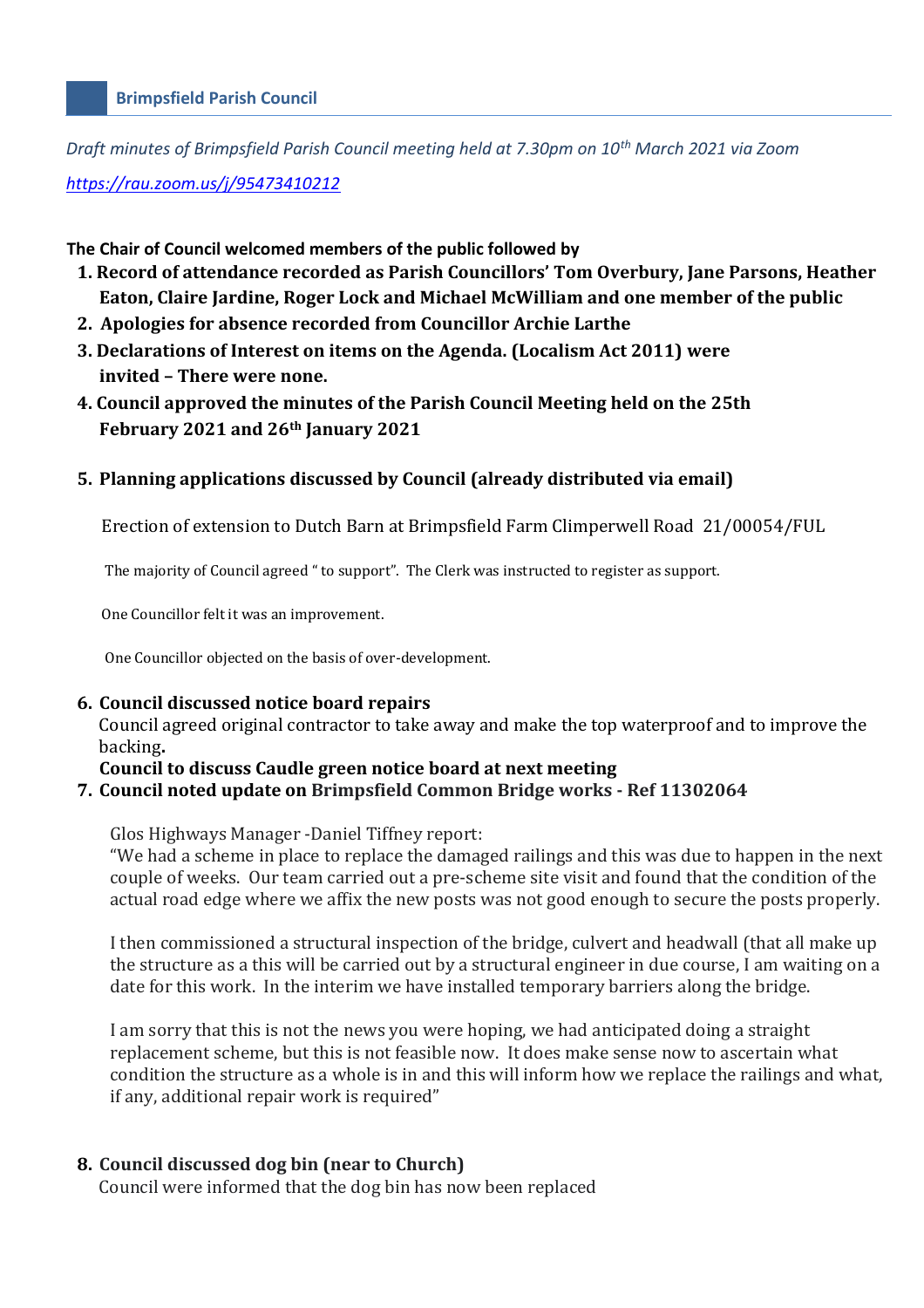**Brimpsfield Parish Council**

*Draft minutes of Brimpsfield Parish Council meeting held at 7.30pm on 10th March 2021 via Zoom*

*https://rau.zoom.us/j/95473410212*

**The Chair of Council welcomed members of the public followed by**

1. **Record of attendance recorded as Parish Councillors' Tom Overbury, Jane Parsons, Heather Eaton, Claire Jardine, Roger Lock and Michael McWilliam and one member of the public**
2. **Apologies for absence recorded from Councillor Archie Larthe**
3. **Declarations of Interest on items on the Agenda. (Localism Act 2011) were invited – There were none.**
4. **Council approved the minutes of the Parish Council Meeting held on the 25th February 2021 and 26th January 2021**
5. **Planning applications discussed by Council (already distributed via email)**

   Erection of extension to Dutch Barn at Brimpsfield Farm Climperwell Road 21/00054/FUL

   The majority of Council agreed " to support". The Clerk was instructed to register as support.

   One Councillor felt it was an improvement.

   One Councillor objected on the basis of over-development.

6. **Council discussed notice board repairs**

   Council agreed original contractor to take away and make the top waterproof and to improve the backing**.**

   **Council to discuss Caudle green notice board at next meeting**

7. **Council noted update on Brimpsfield Common Bridge works - Ref 11302064**

   Glos Highways Manager -Daniel Tiffney report:

   "We had a scheme in place to replace the damaged railings and this was due to happen in the next couple of weeks. Our team carried out a pre-scheme site visit and found that the condition of the actual road edge where we affix the new posts was not good enough to secure the posts properly.

   I then commissioned a structural inspection of the bridge, culvert and headwall (that all make up the structure as a this will be carried out by a structural engineer in due course, I am waiting on a date for this work. In the interim we have installed temporary barriers along the bridge.

   I am sorry that this is not the news you were hoping, we had anticipated doing a straight replacement scheme, but this is not feasible now. It does make sense now to ascertain what condition the structure as a whole is in and this will inform how we replace the railings and what, if any, additional repair work is required"

8. **Council discussed dog bin (near to Church)**

   Council were informed that the dog bin has now been replaced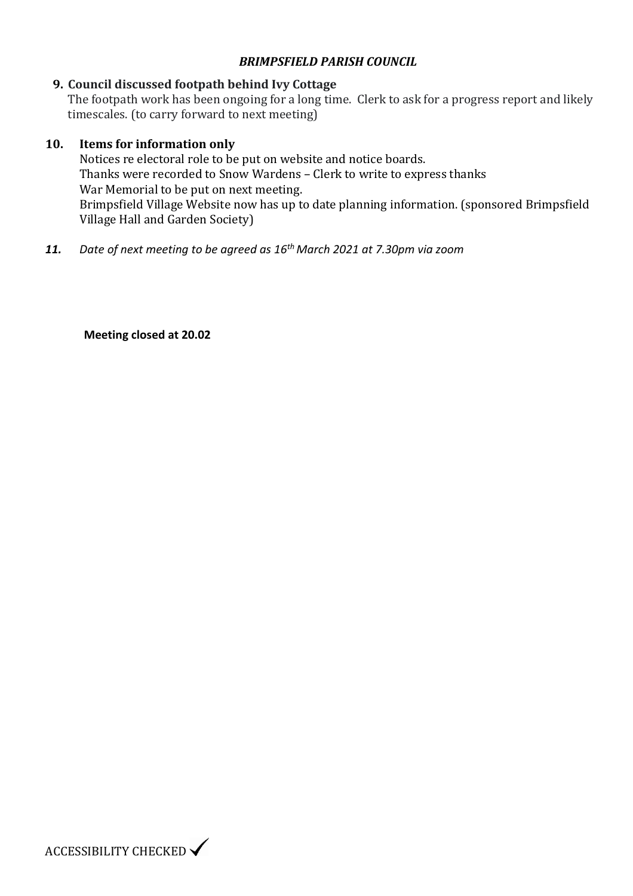*BRIMPSFIELD PARISH COUNCIL*

**9. Council discussed footpath behind Ivy Cottage**

The footpath work has been ongoing for a long time. Clerk to ask for a progress report and likely timescales. (to carry forward to next meeting)

**10. Items for information only**

Notices re electoral role to be put on website and notice boards.
Thanks were recorded to Snow Wardens – Clerk to write to express thanks
War Memorial to be put on next meeting.
Brimpsfield Village Website now has up to date planning information. (sponsored Brimpsfield Village Hall and Garden Society)

***11.*** *Date of next meeting to be agreed as 16th March 2021 at 7.30pm via zoom*

**Meeting closed at 20.02**

ACCESSIBILITY CHECKED ✓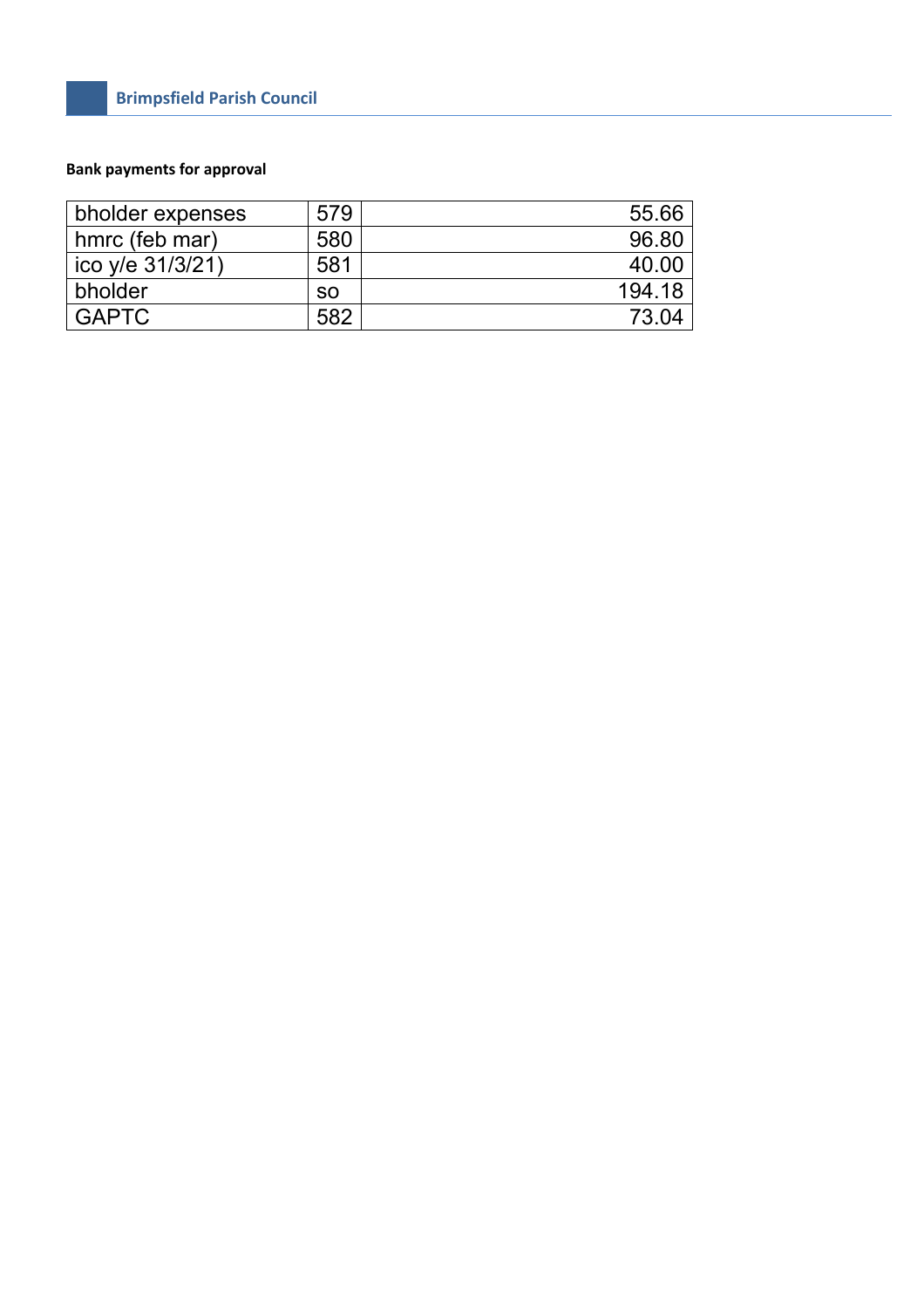**Bank payments for approval**

| | | |
|---|---|---|
| bholder expenses | 579 | 55.66 |
| hmrc (feb mar) | 580 | 96.80 |
| ico y/e 31/3/21) | 581 | 40.00 |
| bholder | so | 194.18 |
| GAPTC | 582 | 73.04 |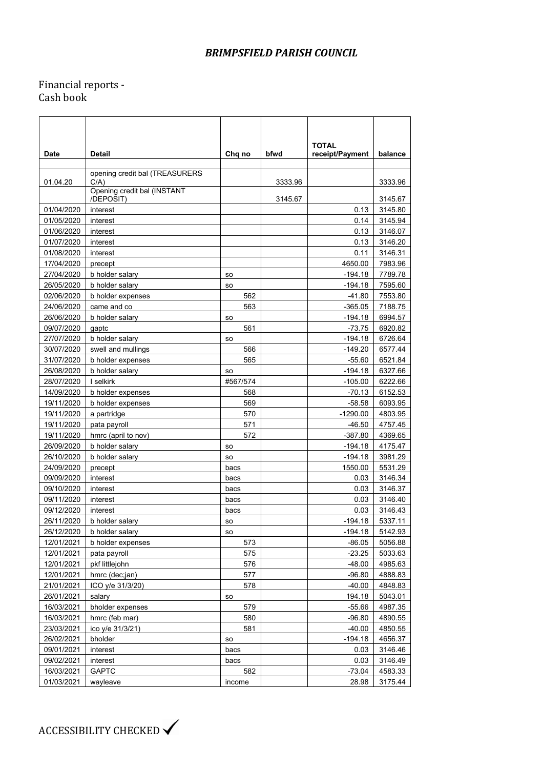# *BRIMPSFIELD PARISH COUNCIL*

Financial reports -
Cash book

| Date | Detail | Chq no | bfwd | TOTAL receipt/Payment | balance |
|---|---|---|---|---|---|
| | | | | | |
| 01.04.20 | opening credit bal (TREASURERS C/A) | | 3333.96 | | 3333.96 |
| | Opening credit bal (INSTANT /DEPOSIT) | | 3145.67 | | 3145.67 |
| 01/04/2020 | interest | | | 0.13 | 3145.80 |
| 01/05/2020 | interest | | | 0.14 | 3145.94 |
| 01/06/2020 | interest | | | 0.13 | 3146.07 |
| 01/07/2020 | interest | | | 0.13 | 3146.20 |
| 01/08/2020 | interest | | | 0.11 | 3146.31 |
| 17/04/2020 | precept | | | 4650.00 | 7983.96 |
| 27/04/2020 | b holder salary | so | | -194.18 | 7789.78 |
| 26/05/2020 | b holder salary | so | | -194.18 | 7595.60 |
| 02/06/2020 | b holder expenses | 562 | | -41.80 | 7553.80 |
| 24/06/2020 | came and co | 563 | | -365.05 | 7188.75 |
| 26/06/2020 | b holder salary | so | | -194.18 | 6994.57 |
| 09/07/2020 | gaptc | 561 | | -73.75 | 6920.82 |
| 27/07/2020 | b holder salary | so | | -194.18 | 6726.64 |
| 30/07/2020 | swell and mullings | 566 | | -149.20 | 6577.44 |
| 31/07/2020 | b holder expenses | 565 | | -55.60 | 6521.84 |
| 26/08/2020 | b holder salary | so | | -194.18 | 6327.66 |
| 28/07/2020 | l selkirk | #567/574 | | -105.00 | 6222.66 |
| 14/09/2020 | b holder expenses | 568 | | -70.13 | 6152.53 |
| 19/11/2020 | b holder expenses | 569 | | -58.58 | 6093.95 |
| 19/11/2020 | a partridge | 570 | | -1290.00 | 4803.95 |
| 19/11/2020 | pata payroll | 571 | | -46.50 | 4757.45 |
| 19/11/2020 | hmrc (april to nov) | 572 | | -387.80 | 4369.65 |
| 26/09/2020 | b holder salary | so | | -194.18 | 4175.47 |
| 26/10/2020 | b holder salary | so | | -194.18 | 3981.29 |
| 24/09/2020 | precept | bacs | | 1550.00 | 5531.29 |
| 09/09/2020 | interest | bacs | | 0.03 | 3146.34 |
| 09/10/2020 | interest | bacs | | 0.03 | 3146.37 |
| 09/11/2020 | interest | bacs | | 0.03 | 3146.40 |
| 09/12/2020 | interest | bacs | | 0.03 | 3146.43 |
| 26/11/2020 | b holder salary | so | | -194.18 | 5337.11 |
| 26/12/2020 | b holder salary | so | | -194.18 | 5142.93 |
| 12/01/2021 | b holder expenses | 573 | | -86.05 | 5056.88 |
| 12/01/2021 | pata payroll | 575 | | -23.25 | 5033.63 |
| 12/01/2021 | pkf littlejohn | 576 | | -48.00 | 4985.63 |
| 12/01/2021 | hmrc (dec;jan) | 577 | | -96.80 | 4888.83 |
| 21/01/2021 | ICO y/e 31/3/20) | 578 | | -40.00 | 4848.83 |
| 26/01/2021 | salary | so | | 194.18 | 5043.01 |
| 16/03/2021 | bholder expenses | 579 | | -55.66 | 4987.35 |
| 16/03/2021 | hmrc (feb mar) | 580 | | -96.80 | 4890.55 |
| 23/03/2021 | ico y/e 31/3/21) | 581 | | -40.00 | 4850.55 |
| 26/02/2021 | bholder | so | | -194.18 | 4656.37 |
| 09/01/2021 | interest | bacs | | 0.03 | 3146.46 |
| 09/02/2021 | interest | bacs | | 0.03 | 3146.49 |
| 16/03/2021 | GAPTC | 582 | | -73.04 | 4583.33 |
| 01/03/2021 | wayleave | income | | 28.98 | 3175.44 |

ACCESSIBILITY CHECKED ✓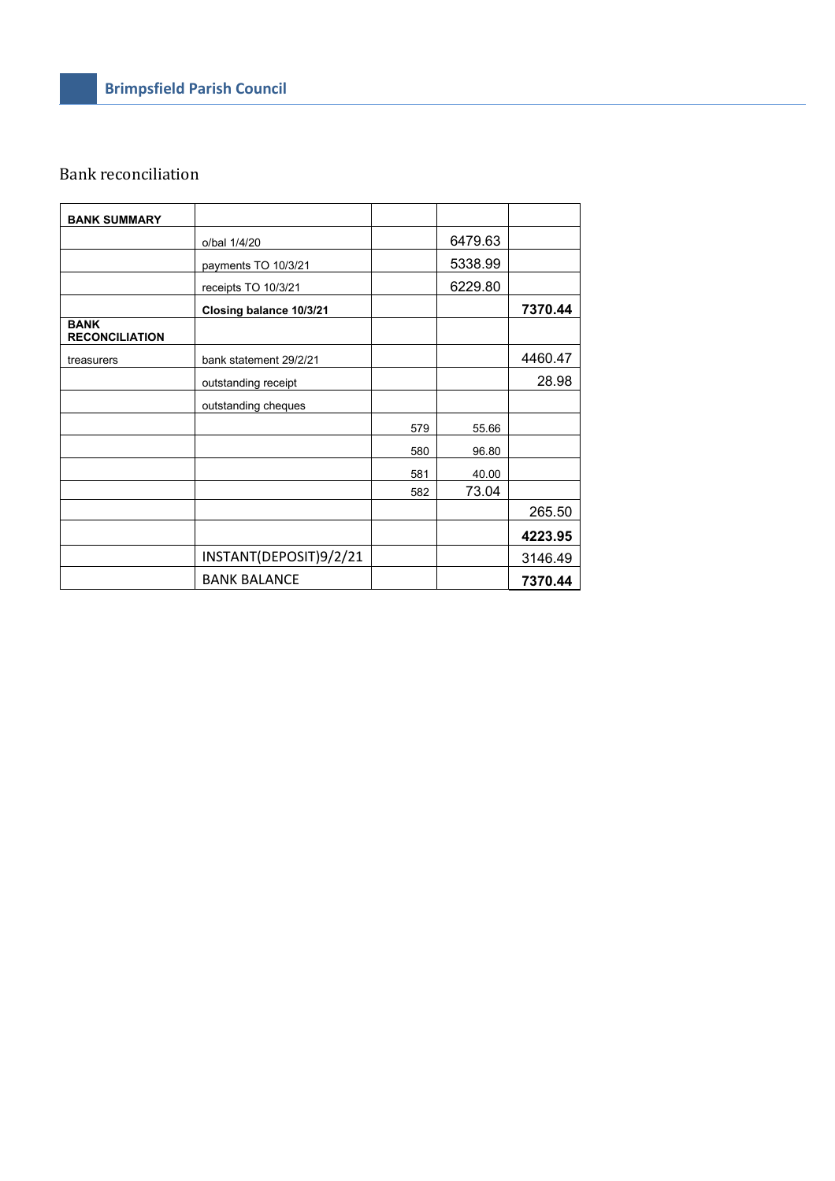## Bank reconciliation

| **BANK SUMMARY** | | | | |
|---|---|---|---|---|
| | o/bal 1/4/20 | | 6479.63 | |
| | payments TO 10/3/21 | | 5338.99 | |
| | receipts TO 10/3/21 | | 6229.80 | |
| | **Closing balance 10/3/21** | | | **7370.44** |
| **BANK RECONCILIATION** | | | | |
| treasurers | bank statement 29/2/21 | | | 4460.47 |
| | outstanding receipt | | | 28.98 |
| | outstanding cheques | | | |
| | | 579 | 55.66 | |
| | | 580 | 96.80 | |
| | | 581 | 40.00 | |
| | | 582 | 73.04 | |
| | | | | 265.50 |
| | | | | **4223.95** |
| | INSTANT(DEPOSIT)9/2/21 | | | 3146.49 |
| | BANK BALANCE | | | **7370.44** |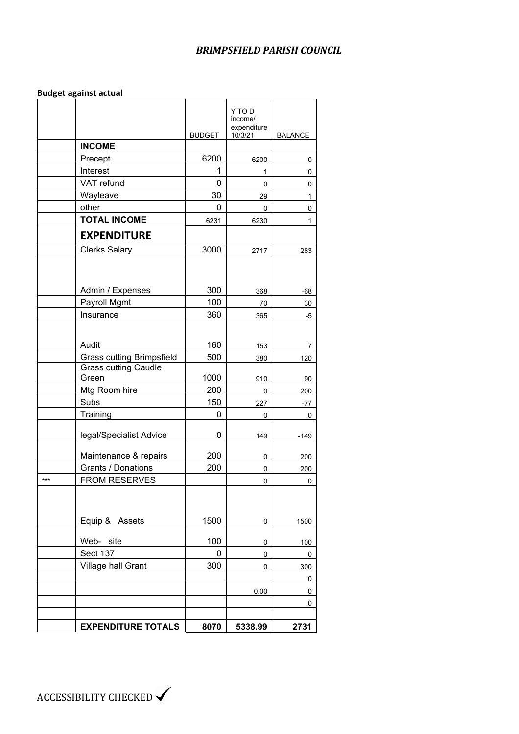# *BRIMPSFIELD PARISH COUNCIL*

**Budget against actual**

| | | BUDGET | Y TO D income/ expenditure 10/3/21 | BALANCE |
|---|---|---|---|---|
| | **INCOME** | | | |
| | Precept | 6200 | 6200 | 0 |
| | Interest | 1 | 1 | 0 |
| | VAT refund | 0 | 0 | 0 |
| | Wayleave | 30 | 29 | 1 |
| | other | 0 | 0 | 0 |
| | **TOTAL INCOME** | 6231 | 6230 | 1 |
| | **EXPENDITURE** | | | |
| | Clerks Salary | 3000 | 2717 | 283 |
| | Admin / Expenses | 300 | 368 | -68 |
| | Payroll Mgmt | 100 | 70 | 30 |
| | Insurance | 360 | 365 | -5 |
| | Audit | 160 | 153 | 7 |
| | Grass cutting Brimpsfield | 500 | 380 | 120 |
| | Grass cutting Caudle Green | 1000 | 910 | 90 |
| | Mtg Room hire | 200 | 0 | 200 |
| | Subs | 150 | 227 | -77 |
| | Training | 0 | 0 | 0 |
| | legal/Specialist Advice | 0 | 149 | -149 |
| | Maintenance & repairs | 200 | 0 | 200 |
| | Grants / Donations | 200 | 0 | 200 |
| *** | FROM RESERVES | | 0 | 0 |
| | Equip & Assets | 1500 | 0 | 1500 |
| | Web- site | 100 | 0 | 100 |
| | Sect 137 | 0 | 0 | 0 |
| | Village hall Grant | 300 | 0 | 300 |
| | | | | 0 |
| | | | 0.00 | 0 |
| | | | | 0 |
| | | | | |
| | **EXPENDITURE TOTALS** | **8070** | **5338.99** | **2731** |

ACCESSIBILITY CHECKED ✓